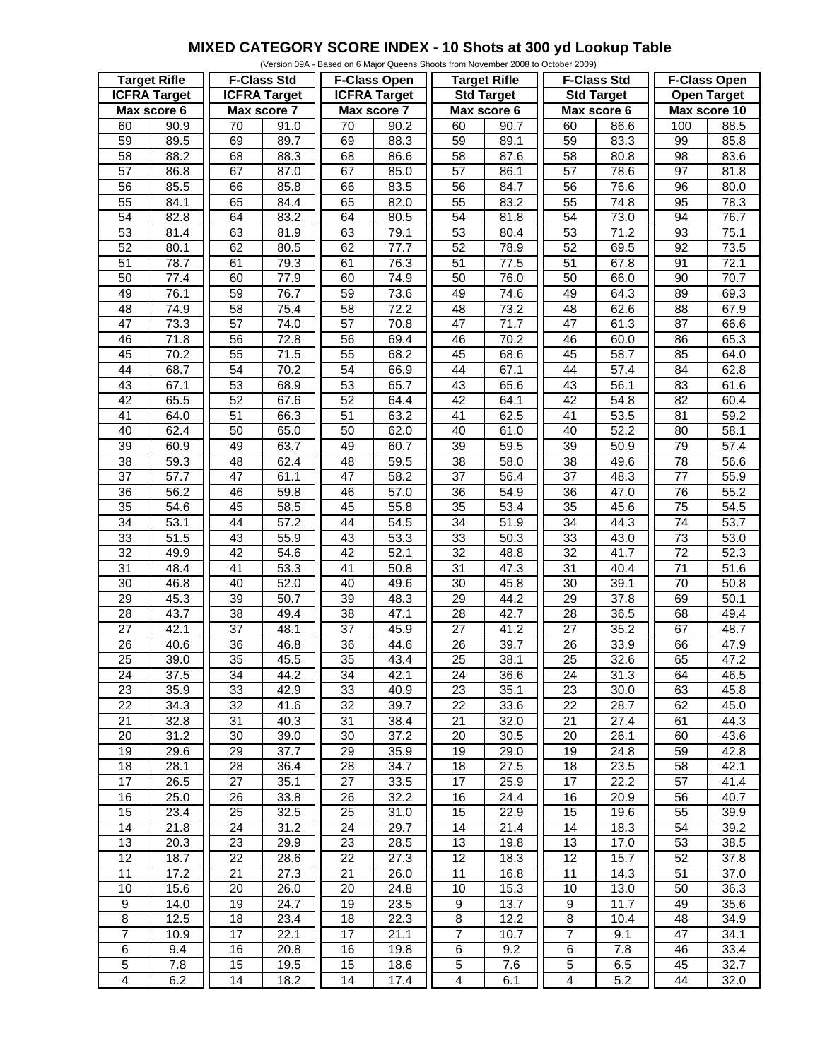# MIXED CATEGORY SCORE INDEX - 10 Shots at 300 yd Lookup Table

(Version 09A - Based on 6 Major Queens Shoots from November 2008 to October 2009)

| Target Rifle | | F-Class Std | | F-Class Open | | Target Rifle | | F-Class Std | | F-Class Open | |
|---|---|---|---|---|---|---|---|---|---|---|---|
| ICFRA Target | | ICFRA Target | | ICFRA Target | | Std Target | | Std Target | | Open Target | |
| Max score 6 | | Max score 7 | | Max score 7 | | Max score 6 | | Max score 6 | | Max score 10 | |
| 60 | 90.9 | 70 | 91.0 | 70 | 90.2 | 60 | 90.7 | 60 | 86.6 | 100 | 88.5 |
| 59 | 89.5 | 69 | 89.7 | 69 | 88.3 | 59 | 89.1 | 59 | 83.3 | 99 | 85.8 |
| 58 | 88.2 | 68 | 88.3 | 68 | 86.6 | 58 | 87.6 | 58 | 80.8 | 98 | 83.6 |
| 57 | 86.8 | 67 | 87.0 | 67 | 85.0 | 57 | 86.1 | 57 | 78.6 | 97 | 81.8 |
| 56 | 85.5 | 66 | 85.8 | 66 | 83.5 | 56 | 84.7 | 56 | 76.6 | 96 | 80.0 |
| 55 | 84.1 | 65 | 84.4 | 65 | 82.0 | 55 | 83.2 | 55 | 74.8 | 95 | 78.3 |
| 54 | 82.8 | 64 | 83.2 | 64 | 80.5 | 54 | 81.8 | 54 | 73.0 | 94 | 76.7 |
| 53 | 81.4 | 63 | 81.9 | 63 | 79.1 | 53 | 80.4 | 53 | 71.2 | 93 | 75.1 |
| 52 | 80.1 | 62 | 80.5 | 62 | 77.7 | 52 | 78.9 | 52 | 69.5 | 92 | 73.5 |
| 51 | 78.7 | 61 | 79.3 | 61 | 76.3 | 51 | 77.5 | 51 | 67.8 | 91 | 72.1 |
| 50 | 77.4 | 60 | 77.9 | 60 | 74.9 | 50 | 76.0 | 50 | 66.0 | 90 | 70.7 |
| 49 | 76.1 | 59 | 76.7 | 59 | 73.6 | 49 | 74.6 | 49 | 64.3 | 89 | 69.3 |
| 48 | 74.9 | 58 | 75.4 | 58 | 72.2 | 48 | 73.2 | 48 | 62.6 | 88 | 67.9 |
| 47 | 73.3 | 57 | 74.0 | 57 | 70.8 | 47 | 71.7 | 47 | 61.3 | 87 | 66.6 |
| 46 | 71.8 | 56 | 72.8 | 56 | 69.4 | 46 | 70.2 | 46 | 60.0 | 86 | 65.3 |
| 45 | 70.2 | 55 | 71.5 | 55 | 68.2 | 45 | 68.6 | 45 | 58.7 | 85 | 64.0 |
| 44 | 68.7 | 54 | 70.2 | 54 | 66.9 | 44 | 67.1 | 44 | 57.4 | 84 | 62.8 |
| 43 | 67.1 | 53 | 68.9 | 53 | 65.7 | 43 | 65.6 | 43 | 56.1 | 83 | 61.6 |
| 42 | 65.5 | 52 | 67.6 | 52 | 64.4 | 42 | 64.1 | 42 | 54.8 | 82 | 60.4 |
| 41 | 64.0 | 51 | 66.3 | 51 | 63.2 | 41 | 62.5 | 41 | 53.5 | 81 | 59.2 |
| 40 | 62.4 | 50 | 65.0 | 50 | 62.0 | 40 | 61.0 | 40 | 52.2 | 80 | 58.1 |
| 39 | 60.9 | 49 | 63.7 | 49 | 60.7 | 39 | 59.5 | 39 | 50.9 | 79 | 57.4 |
| 38 | 59.3 | 48 | 62.4 | 48 | 59.5 | 38 | 58.0 | 38 | 49.6 | 78 | 56.6 |
| 37 | 57.7 | 47 | 61.1 | 47 | 58.2 | 37 | 56.4 | 37 | 48.3 | 77 | 55.9 |
| 36 | 56.2 | 46 | 59.8 | 46 | 57.0 | 36 | 54.9 | 36 | 47.0 | 76 | 55.2 |
| 35 | 54.6 | 45 | 58.5 | 45 | 55.8 | 35 | 53.4 | 35 | 45.6 | 75 | 54.5 |
| 34 | 53.1 | 44 | 57.2 | 44 | 54.5 | 34 | 51.9 | 34 | 44.3 | 74 | 53.7 |
| 33 | 51.5 | 43 | 55.9 | 43 | 53.3 | 33 | 50.3 | 33 | 43.0 | 73 | 53.0 |
| 32 | 49.9 | 42 | 54.6 | 42 | 52.1 | 32 | 48.8 | 32 | 41.7 | 72 | 52.3 |
| 31 | 48.4 | 41 | 53.3 | 41 | 50.8 | 31 | 47.3 | 31 | 40.4 | 71 | 51.6 |
| 30 | 46.8 | 40 | 52.0 | 40 | 49.6 | 30 | 45.8 | 30 | 39.1 | 70 | 50.8 |
| 29 | 45.3 | 39 | 50.7 | 39 | 48.3 | 29 | 44.2 | 29 | 37.8 | 69 | 50.1 |
| 28 | 43.7 | 38 | 49.4 | 38 | 47.1 | 28 | 42.7 | 28 | 36.5 | 68 | 49.4 |
| 27 | 42.1 | 37 | 48.1 | 37 | 45.9 | 27 | 41.2 | 27 | 35.2 | 67 | 48.7 |
| 26 | 40.6 | 36 | 46.8 | 36 | 44.6 | 26 | 39.7 | 26 | 33.9 | 66 | 47.9 |
| 25 | 39.0 | 35 | 45.5 | 35 | 43.4 | 25 | 38.1 | 25 | 32.6 | 65 | 47.2 |
| 24 | 37.5 | 34 | 44.2 | 34 | 42.1 | 24 | 36.6 | 24 | 31.3 | 64 | 46.5 |
| 23 | 35.9 | 33 | 42.9 | 33 | 40.9 | 23 | 35.1 | 23 | 30.0 | 63 | 45.8 |
| 22 | 34.3 | 32 | 41.6 | 32 | 39.7 | 22 | 33.6 | 22 | 28.7 | 62 | 45.0 |
| 21 | 32.8 | 31 | 40.3 | 31 | 38.4 | 21 | 32.0 | 21 | 27.4 | 61 | 44.3 |
| 20 | 31.2 | 30 | 39.0 | 30 | 37.2 | 20 | 30.5 | 20 | 26.1 | 60 | 43.6 |
| 19 | 29.6 | 29 | 37.7 | 29 | 35.9 | 19 | 29.0 | 19 | 24.8 | 59 | 42.8 |
| 18 | 28.1 | 28 | 36.4 | 28 | 34.7 | 18 | 27.5 | 18 | 23.5 | 58 | 42.1 |
| 17 | 26.5 | 27 | 35.1 | 27 | 33.5 | 17 | 25.9 | 17 | 22.2 | 57 | 41.4 |
| 16 | 25.0 | 26 | 33.8 | 26 | 32.2 | 16 | 24.4 | 16 | 20.9 | 56 | 40.7 |
| 15 | 23.4 | 25 | 32.5 | 25 | 31.0 | 15 | 22.9 | 15 | 19.6 | 55 | 39.9 |
| 14 | 21.8 | 24 | 31.2 | 24 | 29.7 | 14 | 21.4 | 14 | 18.3 | 54 | 39.2 |
| 13 | 20.3 | 23 | 29.9 | 23 | 28.5 | 13 | 19.8 | 13 | 17.0 | 53 | 38.5 |
| 12 | 18.7 | 22 | 28.6 | 22 | 27.3 | 12 | 18.3 | 12 | 15.7 | 52 | 37.8 |
| 11 | 17.2 | 21 | 27.3 | 21 | 26.0 | 11 | 16.8 | 11 | 14.3 | 51 | 37.0 |
| 10 | 15.6 | 20 | 26.0 | 20 | 24.8 | 10 | 15.3 | 10 | 13.0 | 50 | 36.3 |
| 9 | 14.0 | 19 | 24.7 | 19 | 23.5 | 9 | 13.7 | 9 | 11.7 | 49 | 35.6 |
| 8 | 12.5 | 18 | 23.4 | 18 | 22.3 | 8 | 12.2 | 8 | 10.4 | 48 | 34.9 |
| 7 | 10.9 | 17 | 22.1 | 17 | 21.1 | 7 | 10.7 | 7 | 9.1 | 47 | 34.1 |
| 6 | 9.4 | 16 | 20.8 | 16 | 19.8 | 6 | 9.2 | 6 | 7.8 | 46 | 33.4 |
| 5 | 7.8 | 15 | 19.5 | 15 | 18.6 | 5 | 7.6 | 5 | 6.5 | 45 | 32.7 |
| 4 | 6.2 | 14 | 18.2 | 14 | 17.4 | 4 | 6.1 | 4 | 5.2 | 44 | 32.0 |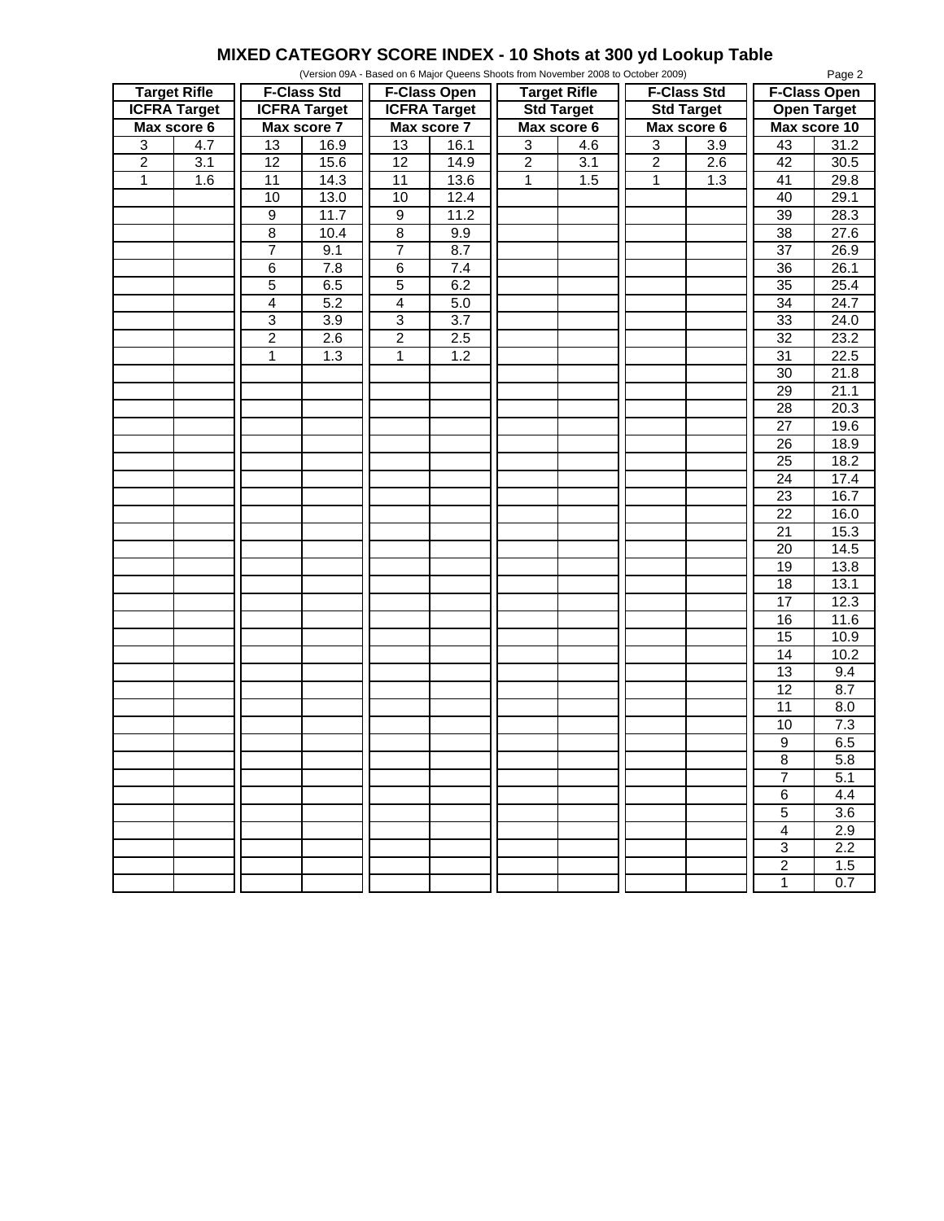# MIXED CATEGORY SCORE INDEX - 10 Shots at 300 yd Lookup Table

(Version 09A - Based on 6 Major Queens Shoots from November 2008 to October 2009)

| Target Rifle | | F-Class Std | | F-Class Open | | Target Rifle | | F-Class Std | | F-Class Open | |
|---|---|---|---|---|---|---|---|---|---|---|---|
| ICFRA Target | | ICFRA Target | | ICFRA Target | | Std Target | | Std Target | | Open Target | |
| Max score 6 | | Max score 7 | | Max score 7 | | Max score 6 | | Max score 6 | | Max score 10 | |
| 3 | 4.7 | 13 | 16.9 | 13 | 16.1 | 3 | 4.6 | 3 | 3.9 | 43 | 31.2 |
| 2 | 3.1 | 12 | 15.6 | 12 | 14.9 | 2 | 3.1 | 2 | 2.6 | 42 | 30.5 |
| 1 | 1.6 | 11 | 14.3 | 11 | 13.6 | 1 | 1.5 | 1 | 1.3 | 41 | 29.8 |
| | | 10 | 13.0 | 10 | 12.4 | | | | | 40 | 29.1 |
| | | 9 | 11.7 | 9 | 11.2 | | | | | 39 | 28.3 |
| | | 8 | 10.4 | 8 | 9.9 | | | | | 38 | 27.6 |
| | | 7 | 9.1 | 7 | 8.7 | | | | | 37 | 26.9 |
| | | 6 | 7.8 | 6 | 7.4 | | | | | 36 | 26.1 |
| | | 5 | 6.5 | 5 | 6.2 | | | | | 35 | 25.4 |
| | | 4 | 5.2 | 4 | 5.0 | | | | | 34 | 24.7 |
| | | 3 | 3.9 | 3 | 3.7 | | | | | 33 | 24.0 |
| | | 2 | 2.6 | 2 | 2.5 | | | | | 32 | 23.2 |
| | | 1 | 1.3 | 1 | 1.2 | | | | | 31 | 22.5 |
| | | | | | | | | | | 30 | 21.8 |
| | | | | | | | | | | 29 | 21.1 |
| | | | | | | | | | | 28 | 20.3 |
| | | | | | | | | | | 27 | 19.6 |
| | | | | | | | | | | 26 | 18.9 |
| | | | | | | | | | | 25 | 18.2 |
| | | | | | | | | | | 24 | 17.4 |
| | | | | | | | | | | 23 | 16.7 |
| | | | | | | | | | | 22 | 16.0 |
| | | | | | | | | | | 21 | 15.3 |
| | | | | | | | | | | 20 | 14.5 |
| | | | | | | | | | | 19 | 13.8 |
| | | | | | | | | | | 18 | 13.1 |
| | | | | | | | | | | 17 | 12.3 |
| | | | | | | | | | | 16 | 11.6 |
| | | | | | | | | | | 15 | 10.9 |
| | | | | | | | | | | 14 | 10.2 |
| | | | | | | | | | | 13 | 9.4 |
| | | | | | | | | | | 12 | 8.7 |
| | | | | | | | | | | 11 | 8.0 |
| | | | | | | | | | | 10 | 7.3 |
| | | | | | | | | | | 9 | 6.5 |
| | | | | | | | | | | 8 | 5.8 |
| | | | | | | | | | | 7 | 5.1 |
| | | | | | | | | | | 6 | 4.4 |
| | | | | | | | | | | 5 | 3.6 |
| | | | | | | | | | | 4 | 2.9 |
| | | | | | | | | | | 3 | 2.2 |
| | | | | | | | | | | 2 | 1.5 |
| | | | | | | | | | | 1 | 0.7 |